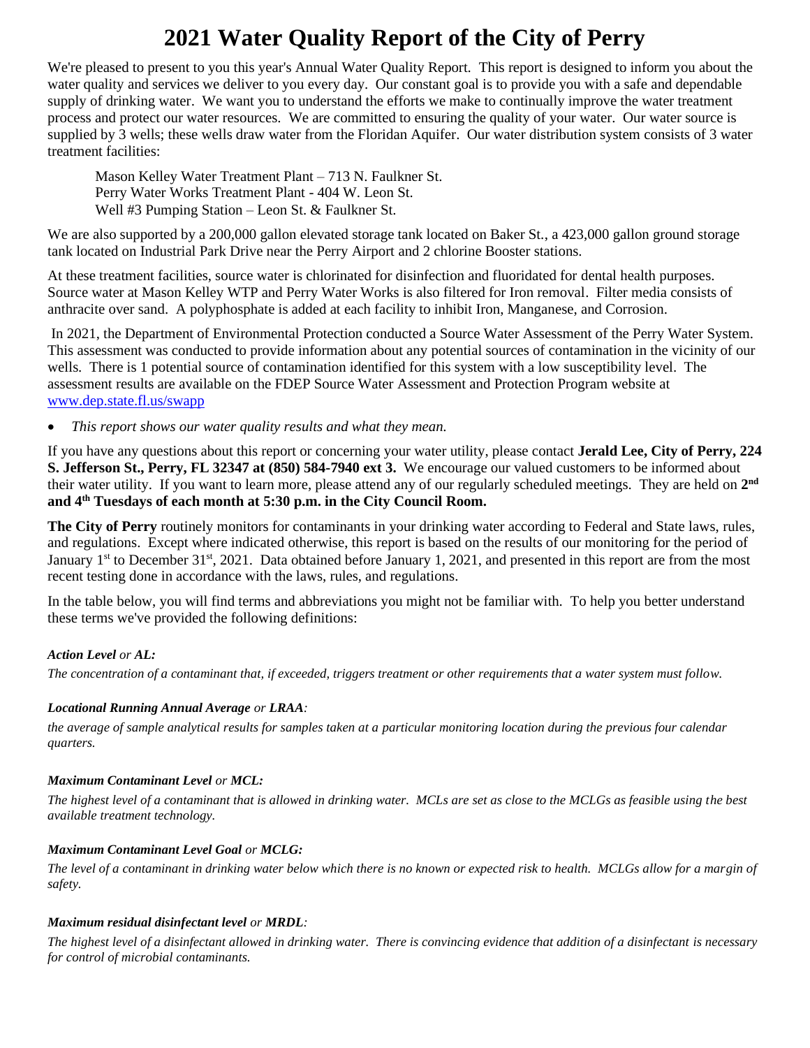# 2021 Water Quality Report of the City of Perry

We're pleased to present to you this year's Annual Water Quality Report. This report is designed to inform you about the water quality and services we deliver to you every day. Our constant goal is to provide you with a safe and dependable supply of drinking water. We want you to understand the efforts we make to continually improve the water treatment process and protect our water resources. We are committed to ensuring the quality of your water. Our water source is supplied by 3 wells; these wells draw water from the Floridan Aquifer. Our water distribution system consists of 3 water treatment facilities:

Mason Kelley Water Treatment Plant – 713 N. Faulkner St.
Perry Water Works Treatment Plant - 404 W. Leon St.
Well #3 Pumping Station – Leon St. & Faulkner St.

We are also supported by a 200,000 gallon elevated storage tank located on Baker St., a 423,000 gallon ground storage tank located on Industrial Park Drive near the Perry Airport and 2 chlorine Booster stations.

At these treatment facilities, source water is chlorinated for disinfection and fluoridated for dental health purposes. Source water at Mason Kelley WTP and Perry Water Works is also filtered for Iron removal. Filter media consists of anthracite over sand. A polyphosphate is added at each facility to inhibit Iron, Manganese, and Corrosion.

In 2021, the Department of Environmental Protection conducted a Source Water Assessment of the Perry Water System. This assessment was conducted to provide information about any potential sources of contamination in the vicinity of our wells. There is 1 potential source of contamination identified for this system with a low susceptibility level. The assessment results are available on the FDEP Source Water Assessment and Protection Program website at www.dep.state.fl.us/swapp

- *This report shows our water quality results and what they mean.*

If you have any questions about this report or concerning your water utility, please contact **Jerald Lee, City of Perry, 224 S. Jefferson St., Perry, FL 32347 at (850) 584-7940 ext 3.** We encourage our valued customers to be informed about their water utility. If you want to learn more, please attend any of our regularly scheduled meetings. They are held on **2nd and 4th Tuesdays of each month at 5:30 p.m. in the City Council Room.**

**The City of Perry** routinely monitors for contaminants in your drinking water according to Federal and State laws, rules, and regulations. Except where indicated otherwise, this report is based on the results of our monitoring for the period of January 1st to December 31st, 2021. Data obtained before January 1, 2021, and presented in this report are from the most recent testing done in accordance with the laws, rules, and regulations.

In the table below, you will find terms and abbreviations you might not be familiar with. To help you better understand these terms we've provided the following definitions:

***Action Level** or **AL:***

*The concentration of a contaminant that, if exceeded, triggers treatment or other requirements that a water system must follow.*

***Locational Running Annual Average** or **LRAA**:*

*the average of sample analytical results for samples taken at a particular monitoring location during the previous four calendar quarters.*

***Maximum Contaminant Level** or **MCL:***

*The highest level of a contaminant that is allowed in drinking water. MCLs are set as close to the MCLGs as feasible using the best available treatment technology.*

***Maximum Contaminant Level Goal** or **MCLG:***

*The level of a contaminant in drinking water below which there is no known or expected risk to health. MCLGs allow for a margin of safety.*

***Maximum residual disinfectant level** or **MRDL**:*

*The highest level of a disinfectant allowed in drinking water. There is convincing evidence that addition of a disinfectant is necessary for control of microbial contaminants.*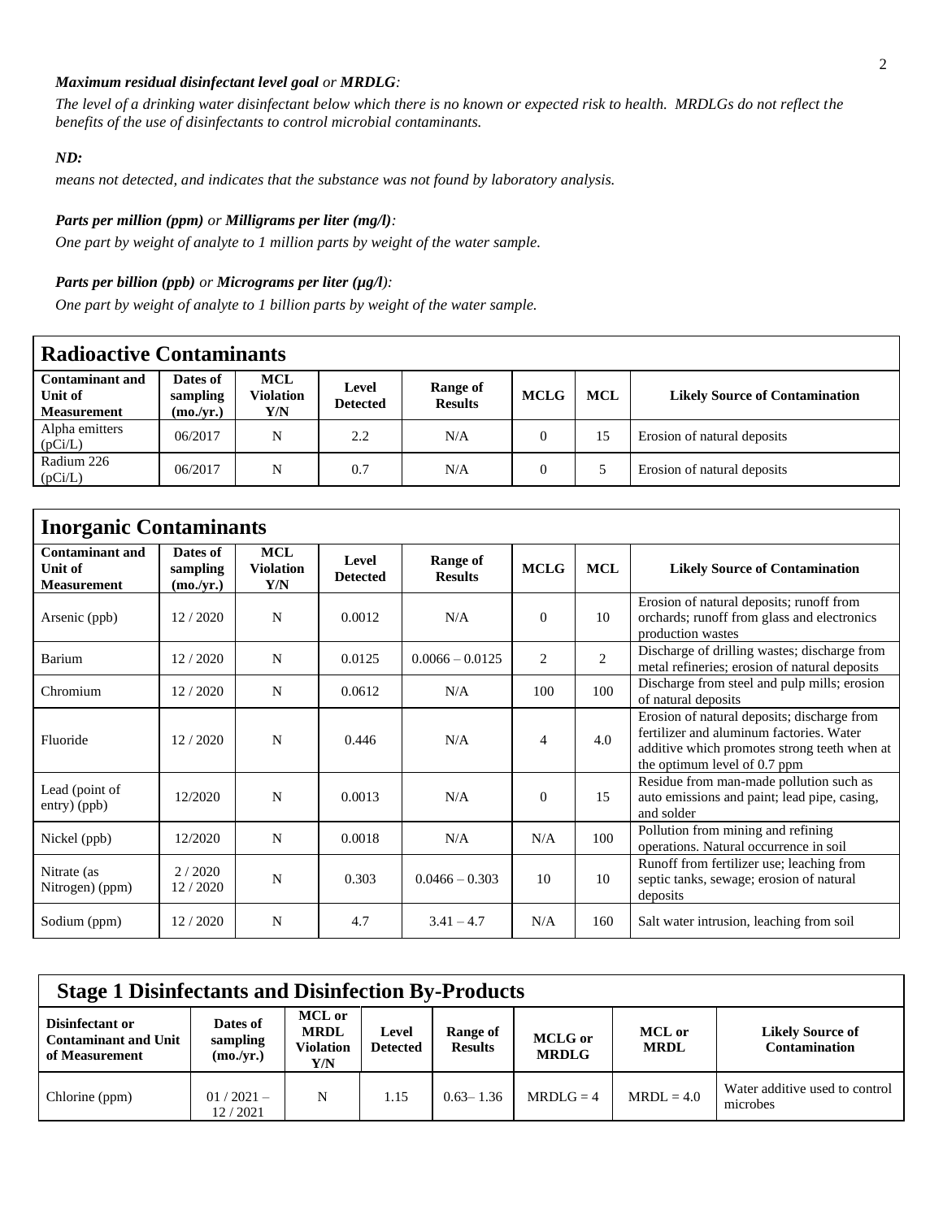***Maximum residual disinfectant level goal** or **MRDLG**:*

*The level of a drinking water disinfectant below which there is no known or expected risk to health. MRDLGs do not reflect the benefits of the use of disinfectants to control microbial contaminants.*

***ND:***

*means not detected, and indicates that the substance was not found by laboratory analysis.*

***Parts per million (ppm)** or **Milligrams per liter (mg/l)**:*

*One part by weight of analyte to 1 million parts by weight of the water sample.*

***Parts per billion (ppb)** or **Micrograms per liter (µg/l)**:*

*One part by weight of analyte to 1 billion parts by weight of the water sample.*

## Radioactive Contaminants

| Contaminant and Unit of Measurement | Dates of sampling (mo./yr.) | MCL Violation Y/N | Level Detected | Range of Results | MCLG | MCL | Likely Source of Contamination |
|---|---|---|---|---|---|---|---|
| Alpha emitters (pCi/L) | 06/2017 | N | 2.2 | N/A | 0 | 15 | Erosion of natural deposits |
| Radium 226 (pCi/L) | 06/2017 | N | 0.7 | N/A | 0 | 5 | Erosion of natural deposits |

## Inorganic Contaminants

| Contaminant and Unit of Measurement | Dates of sampling (mo./yr.) | MCL Violation Y/N | Level Detected | Range of Results | MCLG | MCL | Likely Source of Contamination |
|---|---|---|---|---|---|---|---|
| Arsenic (ppb) | 12 / 2020 | N | 0.0012 | N/A | 0 | 10 | Erosion of natural deposits; runoff from orchards; runoff from glass and electronics production wastes |
| Barium | 12 / 2020 | N | 0.0125 | 0.0066 – 0.0125 | 2 | 2 | Discharge of drilling wastes; discharge from metal refineries; erosion of natural deposits |
| Chromium | 12 / 2020 | N | 0.0612 | N/A | 100 | 100 | Discharge from steel and pulp mills; erosion of natural deposits |
| Fluoride | 12 / 2020 | N | 0.446 | N/A | 4 | 4.0 | Erosion of natural deposits; discharge from fertilizer and aluminum factories. Water additive which promotes strong teeth when at the optimum level of 0.7 ppm |
| Lead (point of entry) (ppb) | 12/2020 | N | 0.0013 | N/A | 0 | 15 | Residue from man-made pollution such as auto emissions and paint; lead pipe, casing, and solder |
| Nickel (ppb) | 12/2020 | N | 0.0018 | N/A | N/A | 100 | Pollution from mining and refining operations. Natural occurrence in soil |
| Nitrate (as Nitrogen) (ppm) | 2 / 2020 12 / 2020 | N | 0.303 | 0.0466 – 0.303 | 10 | 10 | Runoff from fertilizer use; leaching from septic tanks, sewage; erosion of natural deposits |
| Sodium (ppm) | 12 / 2020 | N | 4.7 | 3.41 – 4.7 | N/A | 160 | Salt water intrusion, leaching from soil |

## Stage 1 Disinfectants and Disinfection By-Products

| Disinfectant or Contaminant and Unit of Measurement | Dates of sampling (mo./yr.) | MCL or MRDL Violation Y/N | Level Detected | Range of Results | MCLG or MRDLG | MCL or MRDL | Likely Source of Contamination |
|---|---|---|---|---|---|---|---|
| Chlorine (ppm) | 01 / 2021 – 12 / 2021 | N | 1.15 | 0.63– 1.36 | MRDLG = 4 | MRDL = 4.0 | Water additive used to control microbes |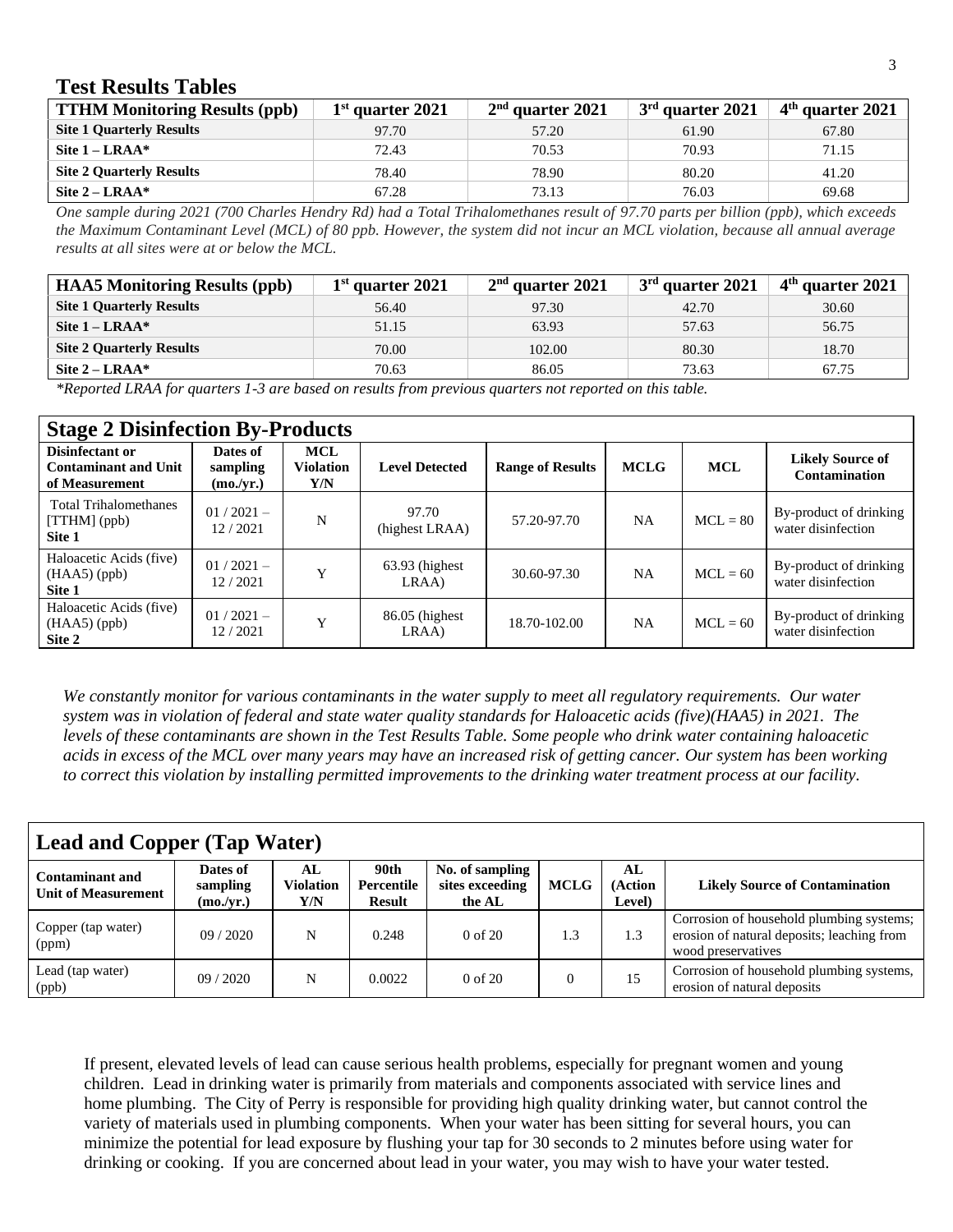## Test Results Tables

| TTHM Monitoring Results (ppb) | 1st quarter 2021 | 2nd quarter 2021 | 3rd quarter 2021 | 4th quarter 2021 |
|---|---|---|---|---|
| **Site 1 Quarterly Results** | 97.70 | 57.20 | 61.90 | 67.80 |
| **Site 1 – LRAA*** | 72.43 | 70.53 | 70.93 | 71.15 |
| **Site 2 Quarterly Results** | 78.40 | 78.90 | 80.20 | 41.20 |
| **Site 2 – LRAA*** | 67.28 | 73.13 | 76.03 | 69.68 |

*One sample during 2021 (700 Charles Hendry Rd) had a Total Trihalomethanes result of 97.70 parts per billion (ppb), which exceeds the Maximum Contaminant Level (MCL) of 80 ppb. However, the system did not incur an MCL violation, because all annual average results at all sites were at or below the MCL.*

| HAA5 Monitoring Results (ppb) | 1st quarter 2021 | 2nd quarter 2021 | 3rd quarter 2021 | 4th quarter 2021 |
|---|---|---|---|---|
| **Site 1 Quarterly Results** | 56.40 | 97.30 | 42.70 | 30.60 |
| **Site 1 – LRAA*** | 51.15 | 63.93 | 57.63 | 56.75 |
| **Site 2 Quarterly Results** | 70.00 | 102.00 | 80.30 | 18.70 |
| **Site 2 – LRAA*** | 70.63 | 86.05 | 73.63 | 67.75 |

*\*Reported LRAA for quarters 1-3 are based on results from previous quarters not reported on this table.*

### Stage 2 Disinfection By-Products

| Disinfectant or Contaminant and Unit of Measurement | Dates of sampling (mo./yr.) | MCL Violation Y/N | Level Detected | Range of Results | MCLG | MCL | Likely Source of Contamination |
|---|---|---|---|---|---|---|---|
| Total Trihalomethanes [TTHM] (ppb) **Site 1** | 01 / 2021 – 12 / 2021 | N | 97.70 (highest LRAA) | 57.20-97.70 | NA | MCL = 80 | By-product of drinking water disinfection |
| Haloacetic Acids (five) (HAA5) (ppb) **Site 1** | 01 / 2021 – 12 / 2021 | Y | 63.93 (highest LRAA) | 30.60-97.30 | NA | MCL = 60 | By-product of drinking water disinfection |
| Haloacetic Acids (five) (HAA5) (ppb) **Site 2** | 01 / 2021 – 12 / 2021 | Y | 86.05 (highest LRAA) | 18.70-102.00 | NA | MCL = 60 | By-product of drinking water disinfection |

*We constantly monitor for various contaminants in the water supply to meet all regulatory requirements. Our water system was in violation of federal and state water quality standards for Haloacetic acids (five)(HAA5) in 2021. The levels of these contaminants are shown in the Test Results Table. Some people who drink water containing haloacetic acids in excess of the MCL over many years may have an increased risk of getting cancer. Our system has been working to correct this violation by installing permitted improvements to the drinking water treatment process at our facility.*

### Lead and Copper (Tap Water)

| Contaminant and Unit of Measurement | Dates of sampling (mo./yr.) | AL Violation Y/N | 90th Percentile Result | No. of sampling sites exceeding the AL | MCLG | AL (Action Level) | Likely Source of Contamination |
|---|---|---|---|---|---|---|---|
| Copper (tap water) (ppm) | 09 / 2020 | N | 0.248 | 0 of 20 | 1.3 | 1.3 | Corrosion of household plumbing systems; erosion of natural deposits; leaching from wood preservatives |
| Lead (tap water) (ppb) | 09 / 2020 | N | 0.0022 | 0 of 20 | 0 | 15 | Corrosion of household plumbing systems, erosion of natural deposits |

If present, elevated levels of lead can cause serious health problems, especially for pregnant women and young children. Lead in drinking water is primarily from materials and components associated with service lines and home plumbing. The City of Perry is responsible for providing high quality drinking water, but cannot control the variety of materials used in plumbing components. When your water has been sitting for several hours, you can minimize the potential for lead exposure by flushing your tap for 30 seconds to 2 minutes before using water for drinking or cooking. If you are concerned about lead in your water, you may wish to have your water tested.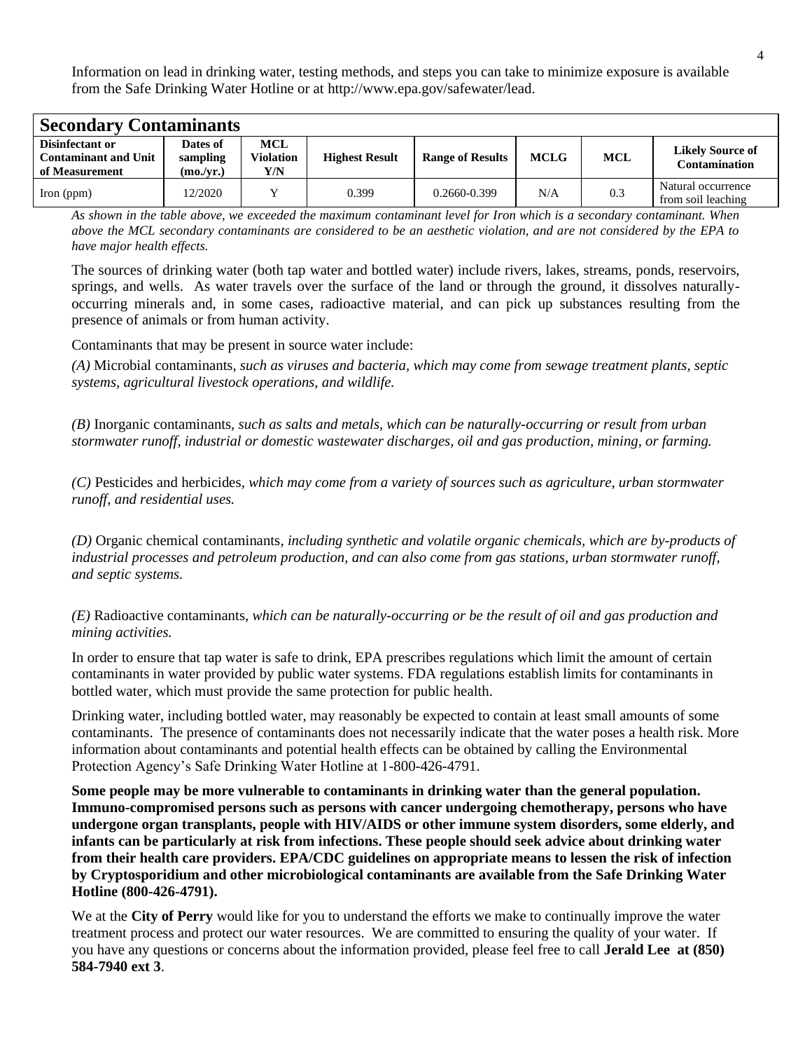Information on lead in drinking water, testing methods, and steps you can take to minimize exposure is available from the Safe Drinking Water Hotline or at http://www.epa.gov/safewater/lead.

## Secondary Contaminants

| Disinfectant or Contaminant and Unit of Measurement | Dates of sampling (mo./yr.) | MCL Violation Y/N | Highest Result | Range of Results | MCLG | MCL | Likely Source of Contamination |
|---|---|---|---|---|---|---|---|
| Iron (ppm) | 12/2020 | Y | 0.399 | 0.2660-0.399 | N/A | 0.3 | Natural occurrence from soil leaching |

*As shown in the table above, we exceeded the maximum contaminant level for Iron which is a secondary contaminant. When above the MCL secondary contaminants are considered to be an aesthetic violation, and are not considered by the EPA to have major health effects.*

The sources of drinking water (both tap water and bottled water) include rivers, lakes, streams, ponds, reservoirs, springs, and wells. As water travels over the surface of the land or through the ground, it dissolves naturally-occurring minerals and, in some cases, radioactive material, and can pick up substances resulting from the presence of animals or from human activity.

Contaminants that may be present in source water include:

*(A)* Microbial contaminants, *such as viruses and bacteria, which may come from sewage treatment plants, septic systems, agricultural livestock operations, and wildlife.*

*(B)* Inorganic contaminants, *such as salts and metals, which can be naturally-occurring or result from urban stormwater runoff, industrial or domestic wastewater discharges, oil and gas production, mining, or farming.*

*(C)* Pesticides and herbicides, *which may come from a variety of sources such as agriculture, urban stormwater runoff, and residential uses.*

*(D)* Organic chemical contaminants, *including synthetic and volatile organic chemicals, which are by-products of industrial processes and petroleum production, and can also come from gas stations, urban stormwater runoff, and septic systems.*

*(E)* Radioactive contaminants, *which can be naturally-occurring or be the result of oil and gas production and mining activities.*

In order to ensure that tap water is safe to drink, EPA prescribes regulations which limit the amount of certain contaminants in water provided by public water systems. FDA regulations establish limits for contaminants in bottled water, which must provide the same protection for public health.

Drinking water, including bottled water, may reasonably be expected to contain at least small amounts of some contaminants. The presence of contaminants does not necessarily indicate that the water poses a health risk. More information about contaminants and potential health effects can be obtained by calling the Environmental Protection Agency's Safe Drinking Water Hotline at 1-800-426-4791.

**Some people may be more vulnerable to contaminants in drinking water than the general population. Immuno-compromised persons such as persons with cancer undergoing chemotherapy, persons who have undergone organ transplants, people with HIV/AIDS or other immune system disorders, some elderly, and infants can be particularly at risk from infections. These people should seek advice about drinking water from their health care providers. EPA/CDC guidelines on appropriate means to lessen the risk of infection by Cryptosporidium and other microbiological contaminants are available from the Safe Drinking Water Hotline (800-426-4791).**

We at the **City of Perry** would like for you to understand the efforts we make to continually improve the water treatment process and protect our water resources. We are committed to ensuring the quality of your water. If you have any questions or concerns about the information provided, please feel free to call **Jerald Lee at (850) 584-7940 ext 3**.